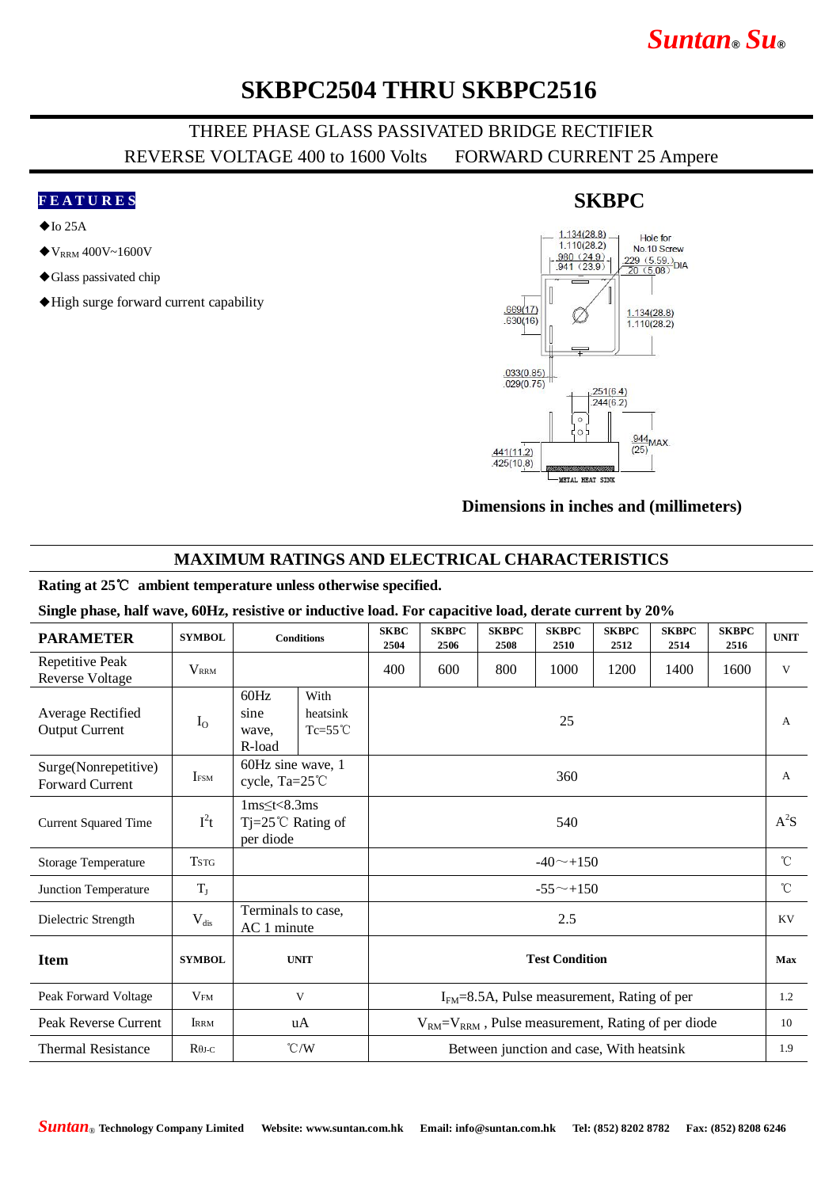# SKBPC2504 THRU SKBPC2516

THREE PHASE GLASS PASSIVATED BRIDGE RECTIFIER

REVERSE VOLTAGE 400 to 1600 Volts    FORWARD CURRENT 25 Ampere

## FEATURES

- ◆Io 25A
- ◆$V_{RRM}$ 400V~1600V
- ◆Glass passivated chip
- ◆High surge forward current capability

## SKBPC

Dimensions in inches and (millimeters)

## MAXIMUM RATINGS AND ELECTRICAL CHARACTERISTICS

**Rating at 25℃ ambient temperature unless otherwise specified.**

**Single phase, half wave, 60Hz, resistive or inductive load. For capacitive load, derate current by 20%**

| PARAMETER | SYMBOL | Conditions | | SKBC 2504 | SKBPC 2506 | SKBPC 2508 | SKBPC 2510 | SKBPC 2512 | SKBPC 2514 | SKBPC 2516 | UNIT |
|---|---|---|---|---|---|---|---|---|---|---|---|
| Repetitive Peak Reverse Voltage | $V_{RRM}$ | | | 400 | 600 | 800 | 1000 | 1200 | 1400 | 1600 | V |
| Average Rectified Output Current | $I_O$ | 60Hz sine wave, R-load | With heatsink Tc=55℃ | 25 | | | | | | | A |
| Surge(Nonrepetitive) Forward Current | $I_{FSM}$ | 60Hz sine wave, 1 cycle, Ta=25℃ | | 360 | | | | | | | A |
| Current Squared Time | $I^2t$ | 1ms≤t<8.3ms Tj=25℃ Rating of per diode | | 540 | | | | | | | $A^2S$ |
| Storage Temperature | $T_{STG}$ | | | -40～+150 | | | | | | | ℃ |
| Junction Temperature | $T_J$ | | | -55～+150 | | | | | | | ℃ |
| Dielectric Strength | $V_{dis}$ | Terminals to case, AC 1 minute | | 2.5 | | | | | | | KV |
| **Item** | **SYMBOL** | **UNIT** | | **Test Condition** | | | | | | | **Max** |
| Peak Forward Voltage | $V_{FM}$ | V | | $I_{FM}$=8.5A, Pulse measurement, Rating of per | | | | | | | 1.2 |
| Peak Reverse Current | $I_{RRM}$ | uA | | $V_{RM}=V_{RRM}$ , Pulse measurement, Rating of per diode | | | | | | | 10 |
| Thermal Resistance | $R_{\theta J\text{-}C}$ | ℃/W | | Between junction and case, With heatsink | | | | | | | 1.9 |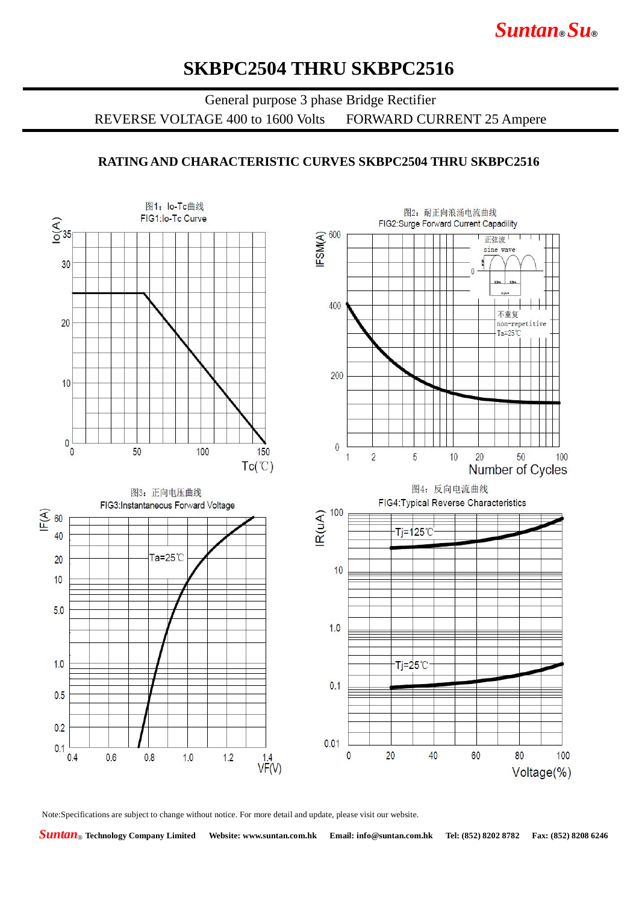# SKBPC2504 THRU SKBPC2516

General purpose 3 phase Bridge Rectifier

REVERSE VOLTAGE 400 to 1600 Volts　　FORWARD CURRENT 25 Ampere

## RATING AND CHARACTERISTIC CURVES SKBPC2504 THRU SKBPC2516

图1：Io-Tc曲线
FIG1:Io-Tc Curve

Io(A)
35
30
20
10
0
0　50　100　150
Tc(℃)

图2：耐正向浪涌电流曲线
FIG2:Surge Forward Current Capadility

IFSM(A)
600
400
200
0
1　2　5　10　20　50　100
Number of Cycles

正弦波
sine wave
不重复
non-repetitive
Ta=25℃

图3：正向电压曲线
FIG3:Instantaneous Forward Voltage

IF(A)
60
40
20
10
5.0
1.0
0.5
0.2
0.1
0.4　0.6　0.8　1.0　1.2　1.4
VF(V)

Ta=25℃

图4：反向电流曲线
FIG4:Typical Reverse Characteristics

IR(uA)
100
10
1.0
0.1
0.01
0　20　40　60　80　100
Voltage(%)

Tj=125℃
Tj=25℃

Note:Specifications are subject to change without notice. For more detail and update, please visit our website.

*Suntan*® Technology Company Limited　Website: www.suntan.com.hk　Email: info@suntan.com.hk　Tel: (852) 8202 8782　Fax: (852) 8208 6246